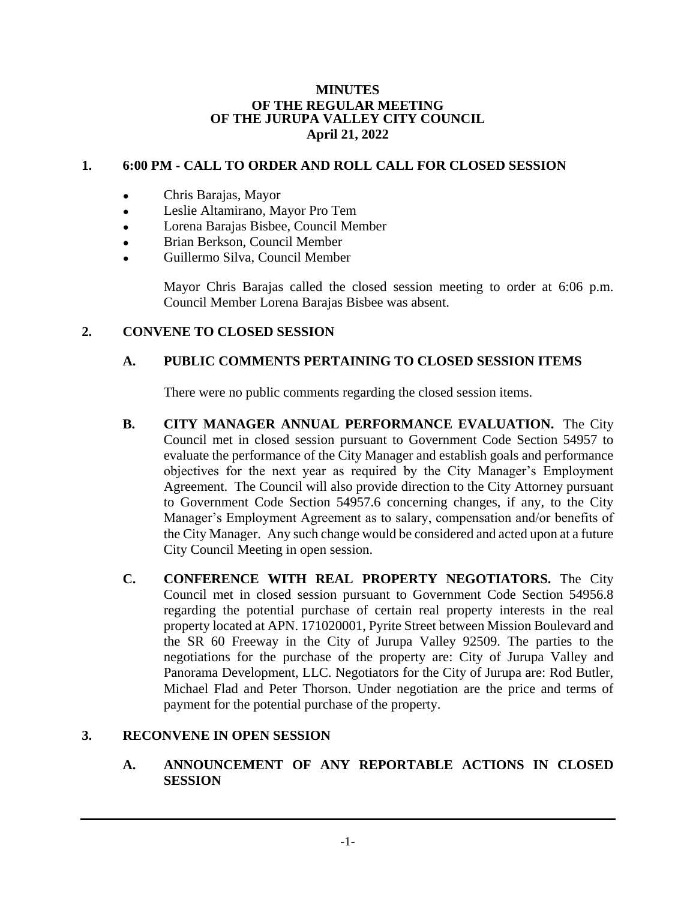# MINUTES
# OF THE REGULAR MEETING
# OF THE JURUPA VALLEY CITY COUNCIL
# April 21, 2022

## 1. 6:00 PM - CALL TO ORDER AND ROLL CALL FOR CLOSED SESSION

- Chris Barajas, Mayor
- Leslie Altamirano, Mayor Pro Tem
- Lorena Barajas Bisbee, Council Member
- Brian Berkson, Council Member
- Guillermo Silva, Council Member

Mayor Chris Barajas called the closed session meeting to order at 6:06 p.m. Council Member Lorena Barajas Bisbee was absent.

## 2. CONVENE TO CLOSED SESSION

### A. PUBLIC COMMENTS PERTAINING TO CLOSED SESSION ITEMS

There were no public comments regarding the closed session items.

**B. CITY MANAGER ANNUAL PERFORMANCE EVALUATION.** The City Council met in closed session pursuant to Government Code Section 54957 to evaluate the performance of the City Manager and establish goals and performance objectives for the next year as required by the City Manager's Employment Agreement. The Council will also provide direction to the City Attorney pursuant to Government Code Section 54957.6 concerning changes, if any, to the City Manager's Employment Agreement as to salary, compensation and/or benefits of the City Manager. Any such change would be considered and acted upon at a future City Council Meeting in open session.

**C. CONFERENCE WITH REAL PROPERTY NEGOTIATORS.** The City Council met in closed session pursuant to Government Code Section 54956.8 regarding the potential purchase of certain real property interests in the real property located at APN. 171020001, Pyrite Street between Mission Boulevard and the SR 60 Freeway in the City of Jurupa Valley 92509. The parties to the negotiations for the purchase of the property are: City of Jurupa Valley and Panorama Development, LLC. Negotiators for the City of Jurupa are: Rod Butler, Michael Flad and Peter Thorson. Under negotiation are the price and terms of payment for the potential purchase of the property.

## 3. RECONVENE IN OPEN SESSION

### A. ANNOUNCEMENT OF ANY REPORTABLE ACTIONS IN CLOSED SESSION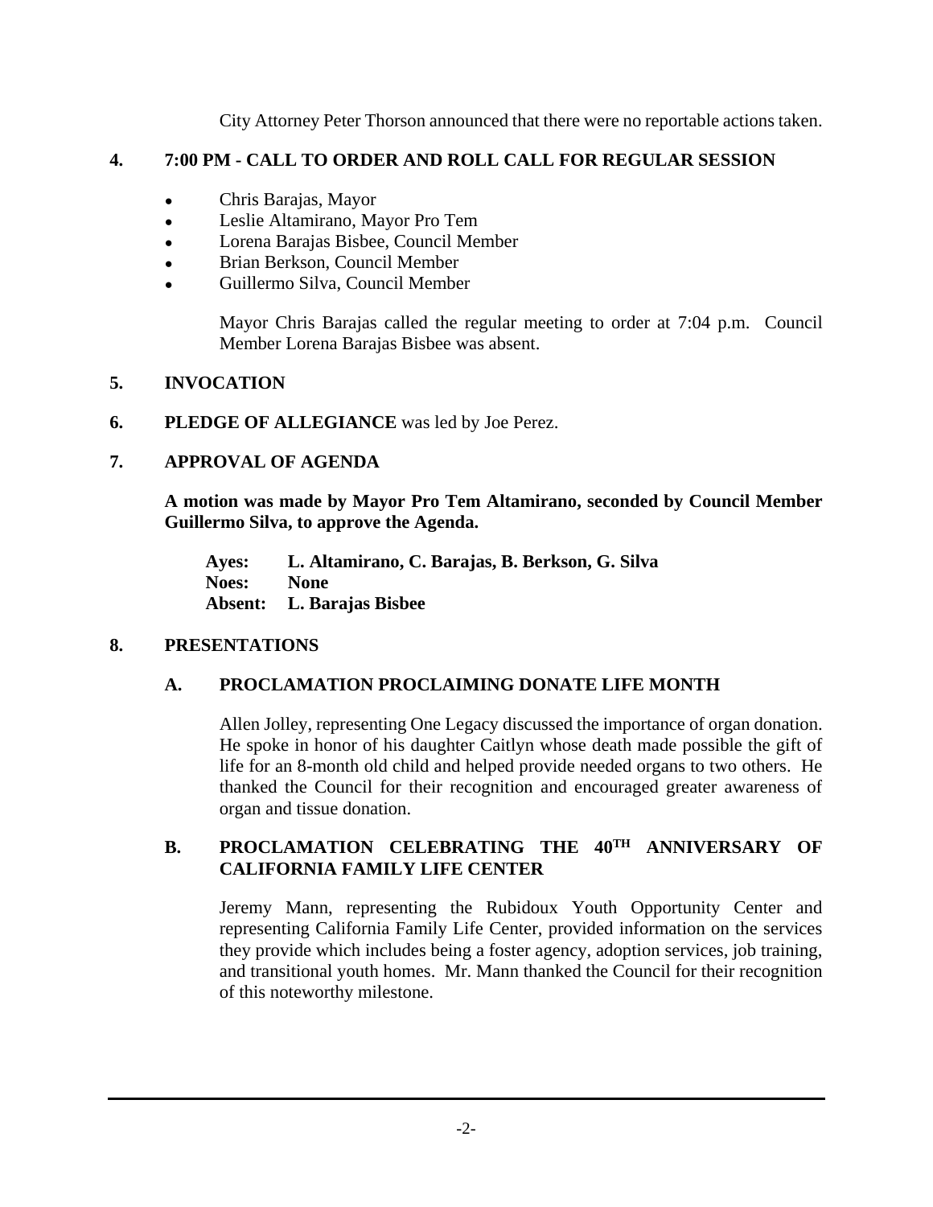City Attorney Peter Thorson announced that there were no reportable actions taken.

## 4. 7:00 PM - CALL TO ORDER AND ROLL CALL FOR REGULAR SESSION

- Chris Barajas, Mayor
- Leslie Altamirano, Mayor Pro Tem
- Lorena Barajas Bisbee, Council Member
- Brian Berkson, Council Member
- Guillermo Silva, Council Member

Mayor Chris Barajas called the regular meeting to order at 7:04 p.m. Council Member Lorena Barajas Bisbee was absent.

## 5. INVOCATION

## 6. PLEDGE OF ALLEGIANCE was led by Joe Perez.

## 7. APPROVAL OF AGENDA

**A motion was made by Mayor Pro Tem Altamirano, seconded by Council Member Guillermo Silva, to approve the Agenda.**

**Ayes: L. Altamirano, C. Barajas, B. Berkson, G. Silva**
**Noes: None**
**Absent: L. Barajas Bisbee**

## 8. PRESENTATIONS

### A. PROCLAMATION PROCLAIMING DONATE LIFE MONTH

Allen Jolley, representing One Legacy discussed the importance of organ donation. He spoke in honor of his daughter Caitlyn whose death made possible the gift of life for an 8-month old child and helped provide needed organs to two others. He thanked the Council for their recognition and encouraged greater awareness of organ and tissue donation.

### B. PROCLAMATION CELEBRATING THE 40TH ANNIVERSARY OF CALIFORNIA FAMILY LIFE CENTER

Jeremy Mann, representing the Rubidoux Youth Opportunity Center and representing California Family Life Center, provided information on the services they provide which includes being a foster agency, adoption services, job training, and transitional youth homes. Mr. Mann thanked the Council for their recognition of this noteworthy milestone.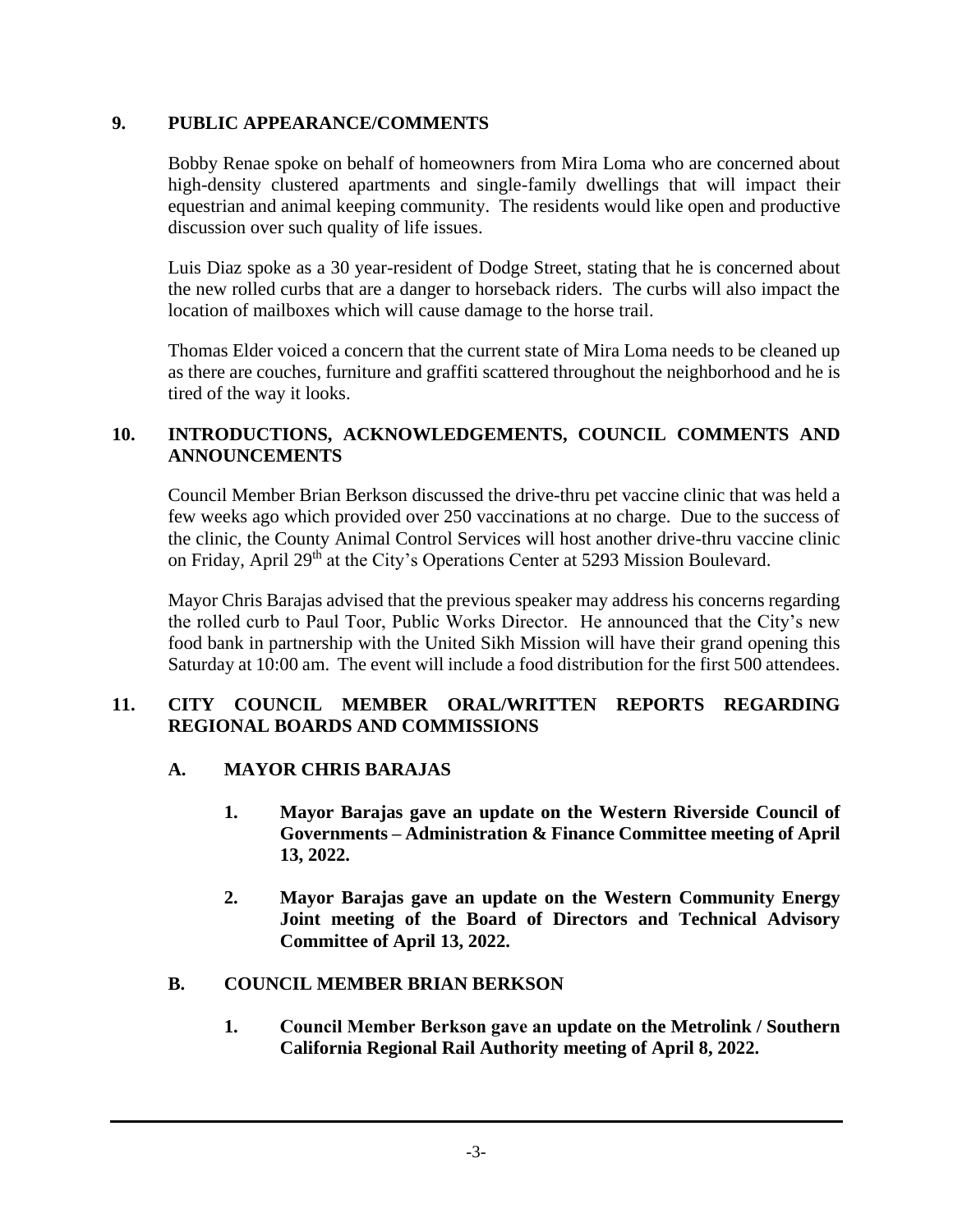## 9. PUBLIC APPEARANCE/COMMENTS

Bobby Renae spoke on behalf of homeowners from Mira Loma who are concerned about high-density clustered apartments and single-family dwellings that will impact their equestrian and animal keeping community. The residents would like open and productive discussion over such quality of life issues.

Luis Diaz spoke as a 30 year-resident of Dodge Street, stating that he is concerned about the new rolled curbs that are a danger to horseback riders. The curbs will also impact the location of mailboxes which will cause damage to the horse trail.

Thomas Elder voiced a concern that the current state of Mira Loma needs to be cleaned up as there are couches, furniture and graffiti scattered throughout the neighborhood and he is tired of the way it looks.

## 10. INTRODUCTIONS, ACKNOWLEDGEMENTS, COUNCIL COMMENTS AND ANNOUNCEMENTS

Council Member Brian Berkson discussed the drive-thru pet vaccine clinic that was held a few weeks ago which provided over 250 vaccinations at no charge. Due to the success of the clinic, the County Animal Control Services will host another drive-thru vaccine clinic on Friday, April 29th at the City's Operations Center at 5293 Mission Boulevard.

Mayor Chris Barajas advised that the previous speaker may address his concerns regarding the rolled curb to Paul Toor, Public Works Director. He announced that the City's new food bank in partnership with the United Sikh Mission will have their grand opening this Saturday at 10:00 am. The event will include a food distribution for the first 500 attendees.

## 11. CITY COUNCIL MEMBER ORAL/WRITTEN REPORTS REGARDING REGIONAL BOARDS AND COMMISSIONS

### A. MAYOR CHRIS BARAJAS

1. **Mayor Barajas gave an update on the Western Riverside Council of Governments – Administration & Finance Committee meeting of April 13, 2022.**

2. **Mayor Barajas gave an update on the Western Community Energy Joint meeting of the Board of Directors and Technical Advisory Committee of April 13, 2022.**

### B. COUNCIL MEMBER BRIAN BERKSON

1. **Council Member Berkson gave an update on the Metrolink / Southern California Regional Rail Authority meeting of April 8, 2022.**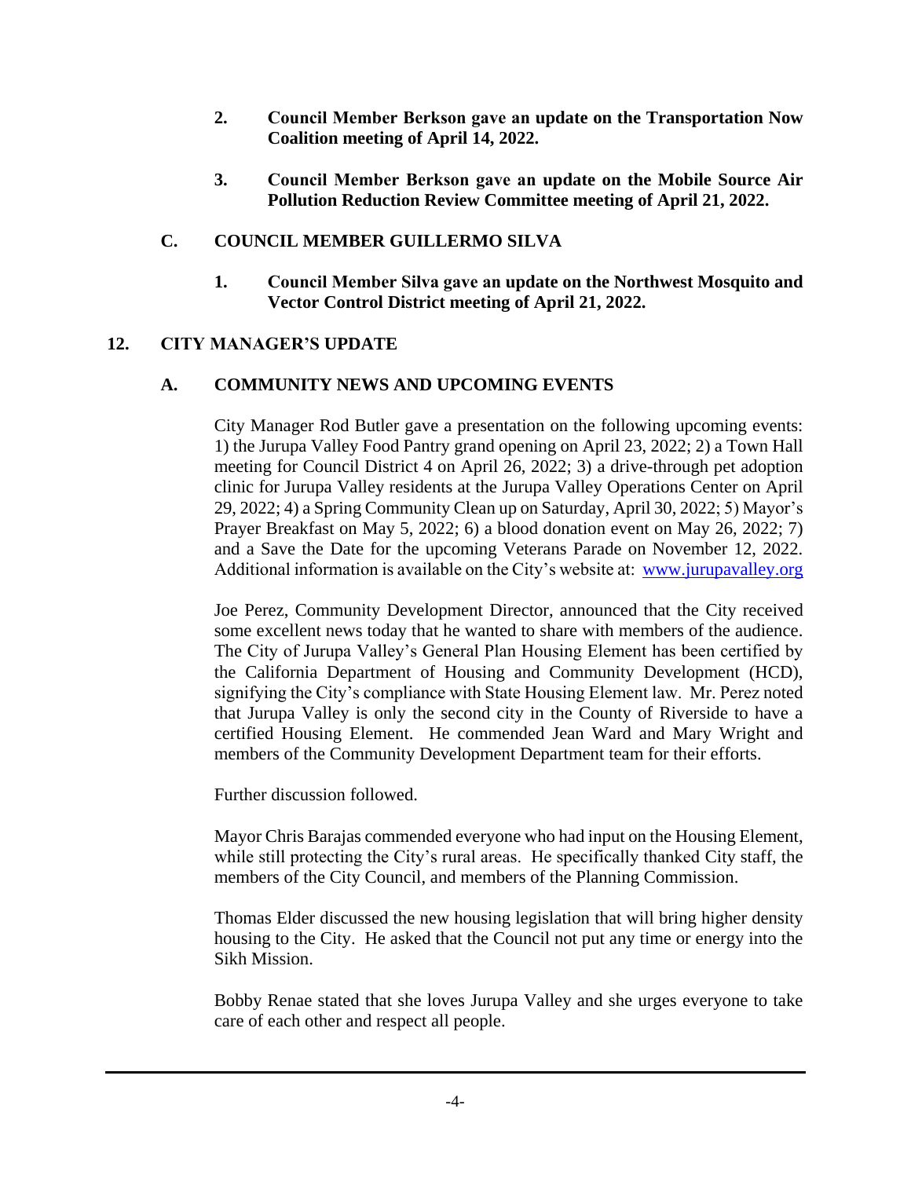**2. Council Member Berkson gave an update on the Transportation Now Coalition meeting of April 14, 2022.**

**3. Council Member Berkson gave an update on the Mobile Source Air Pollution Reduction Review Committee meeting of April 21, 2022.**

## C. COUNCIL MEMBER GUILLERMO SILVA

**1. Council Member Silva gave an update on the Northwest Mosquito and Vector Control District meeting of April 21, 2022.**

# 12. CITY MANAGER'S UPDATE

## A. COMMUNITY NEWS AND UPCOMING EVENTS

City Manager Rod Butler gave a presentation on the following upcoming events: 1) the Jurupa Valley Food Pantry grand opening on April 23, 2022; 2) a Town Hall meeting for Council District 4 on April 26, 2022; 3) a drive-through pet adoption clinic for Jurupa Valley residents at the Jurupa Valley Operations Center on April 29, 2022; 4) a Spring Community Clean up on Saturday, April 30, 2022; 5) Mayor's Prayer Breakfast on May 5, 2022; 6) a blood donation event on May 26, 2022; 7) and a Save the Date for the upcoming Veterans Parade on November 12, 2022. Additional information is available on the City's website at: www.jurupavalley.org

Joe Perez, Community Development Director, announced that the City received some excellent news today that he wanted to share with members of the audience. The City of Jurupa Valley's General Plan Housing Element has been certified by the California Department of Housing and Community Development (HCD), signifying the City's compliance with State Housing Element law. Mr. Perez noted that Jurupa Valley is only the second city in the County of Riverside to have a certified Housing Element. He commended Jean Ward and Mary Wright and members of the Community Development Department team for their efforts.

Further discussion followed.

Mayor Chris Barajas commended everyone who had input on the Housing Element, while still protecting the City's rural areas. He specifically thanked City staff, the members of the City Council, and members of the Planning Commission.

Thomas Elder discussed the new housing legislation that will bring higher density housing to the City. He asked that the Council not put any time or energy into the Sikh Mission.

Bobby Renae stated that she loves Jurupa Valley and she urges everyone to take care of each other and respect all people.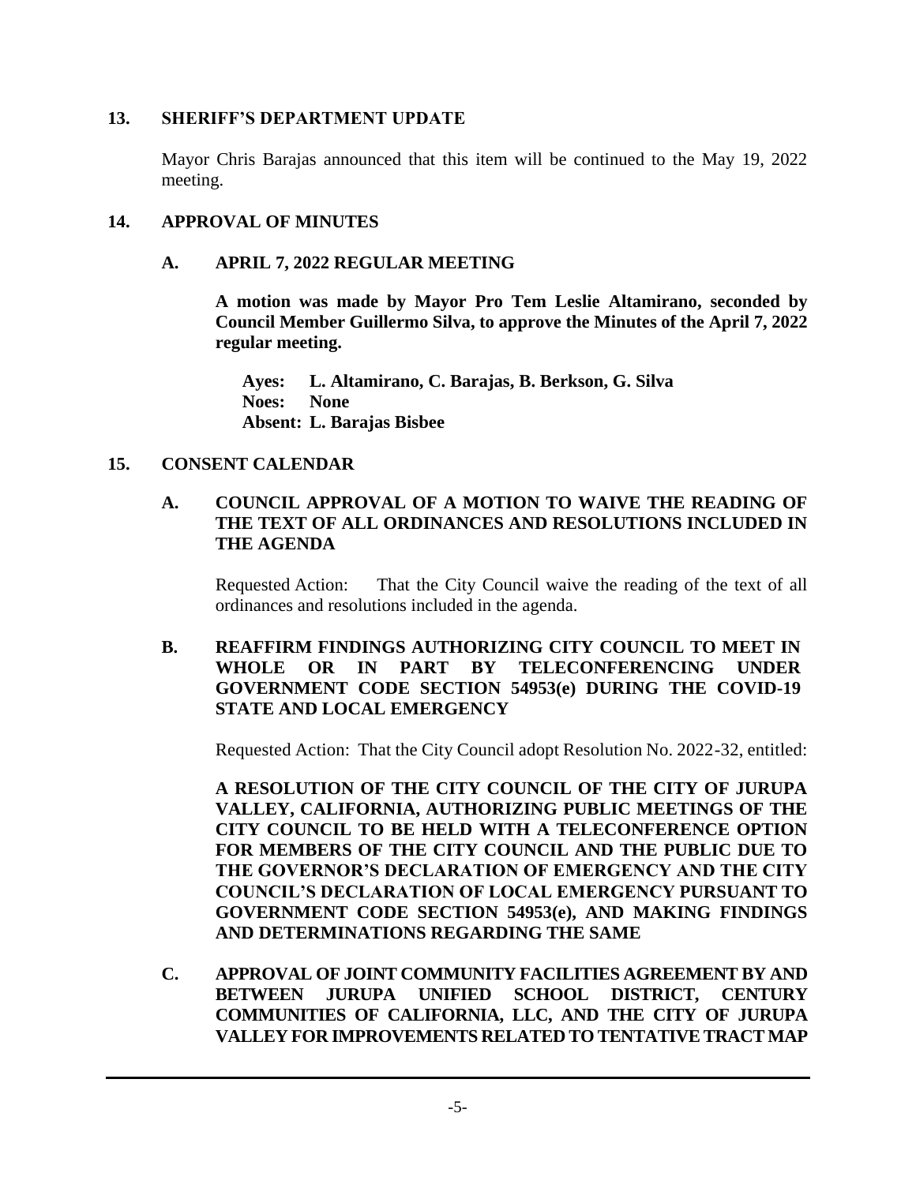## 13. SHERIFF'S DEPARTMENT UPDATE

Mayor Chris Barajas announced that this item will be continued to the May 19, 2022 meeting.

## 14. APPROVAL OF MINUTES

### A. APRIL 7, 2022 REGULAR MEETING

**A motion was made by Mayor Pro Tem Leslie Altamirano, seconded by Council Member Guillermo Silva, to approve the Minutes of the April 7, 2022 regular meeting.**

**Ayes: L. Altamirano, C. Barajas, B. Berkson, G. Silva**
**Noes: None**
**Absent: L. Barajas Bisbee**

## 15. CONSENT CALENDAR

### A. COUNCIL APPROVAL OF A MOTION TO WAIVE THE READING OF THE TEXT OF ALL ORDINANCES AND RESOLUTIONS INCLUDED IN THE AGENDA

Requested Action: That the City Council waive the reading of the text of all ordinances and resolutions included in the agenda.

### B. REAFFIRM FINDINGS AUTHORIZING CITY COUNCIL TO MEET IN WHOLE OR IN PART BY TELECONFERENCING UNDER GOVERNMENT CODE SECTION 54953(e) DURING THE COVID-19 STATE AND LOCAL EMERGENCY

Requested Action: That the City Council adopt Resolution No. 2022-32, entitled:

**A RESOLUTION OF THE CITY COUNCIL OF THE CITY OF JURUPA VALLEY, CALIFORNIA, AUTHORIZING PUBLIC MEETINGS OF THE CITY COUNCIL TO BE HELD WITH A TELECONFERENCE OPTION FOR MEMBERS OF THE CITY COUNCIL AND THE PUBLIC DUE TO THE GOVERNOR'S DECLARATION OF EMERGENCY AND THE CITY COUNCIL'S DECLARATION OF LOCAL EMERGENCY PURSUANT TO GOVERNMENT CODE SECTION 54953(e), AND MAKING FINDINGS AND DETERMINATIONS REGARDING THE SAME**

### C. APPROVAL OF JOINT COMMUNITY FACILITIES AGREEMENT BY AND BETWEEN JURUPA UNIFIED SCHOOL DISTRICT, CENTURY COMMUNITIES OF CALIFORNIA, LLC, AND THE CITY OF JURUPA VALLEY FOR IMPROVEMENTS RELATED TO TENTATIVE TRACT MAP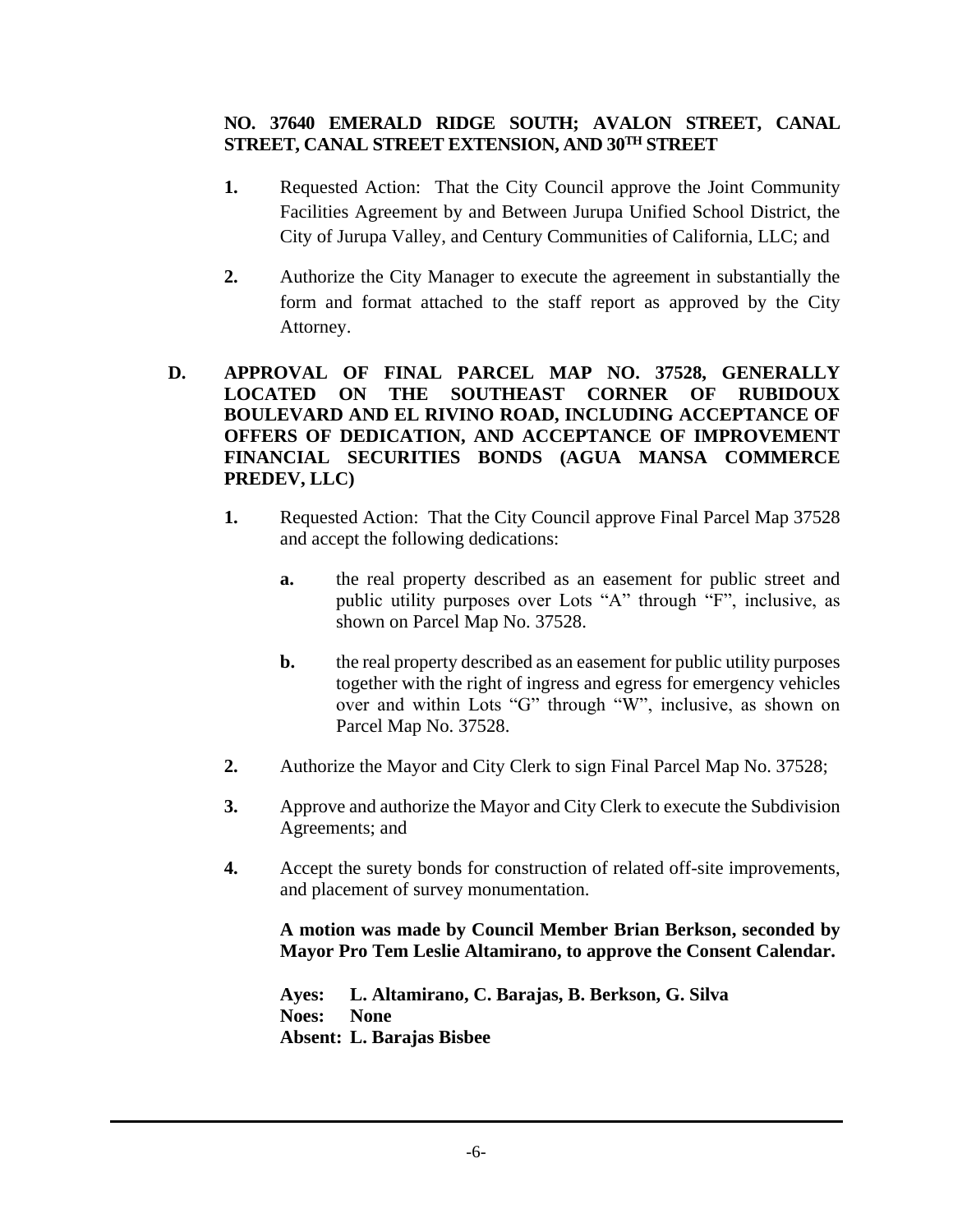**NO. 37640 EMERALD RIDGE SOUTH; AVALON STREET, CANAL STREET, CANAL STREET EXTENSION, AND 30TH STREET**

1. Requested Action: That the City Council approve the Joint Community Facilities Agreement by and Between Jurupa Unified School District, the City of Jurupa Valley, and Century Communities of California, LLC; and

2. Authorize the City Manager to execute the agreement in substantially the form and format attached to the staff report as approved by the City Attorney.

**D. APPROVAL OF FINAL PARCEL MAP NO. 37528, GENERALLY LOCATED ON THE SOUTHEAST CORNER OF RUBIDOUX BOULEVARD AND EL RIVINO ROAD, INCLUDING ACCEPTANCE OF OFFERS OF DEDICATION, AND ACCEPTANCE OF IMPROVEMENT FINANCIAL SECURITIES BONDS (AGUA MANSA COMMERCE PREDEV, LLC)**

1. Requested Action: That the City Council approve Final Parcel Map 37528 and accept the following dedications:

   a. the real property described as an easement for public street and public utility purposes over Lots "A" through "F", inclusive, as shown on Parcel Map No. 37528.

   b. the real property described as an easement for public utility purposes together with the right of ingress and egress for emergency vehicles over and within Lots "G" through "W", inclusive, as shown on Parcel Map No. 37528.

2. Authorize the Mayor and City Clerk to sign Final Parcel Map No. 37528;

3. Approve and authorize the Mayor and City Clerk to execute the Subdivision Agreements; and

4. Accept the surety bonds for construction of related off-site improvements, and placement of survey monumentation.

**A motion was made by Council Member Brian Berkson, seconded by Mayor Pro Tem Leslie Altamirano, to approve the Consent Calendar.**

**Ayes: L. Altamirano, C. Barajas, B. Berkson, G. Silva**
**Noes: None**
**Absent: L. Barajas Bisbee**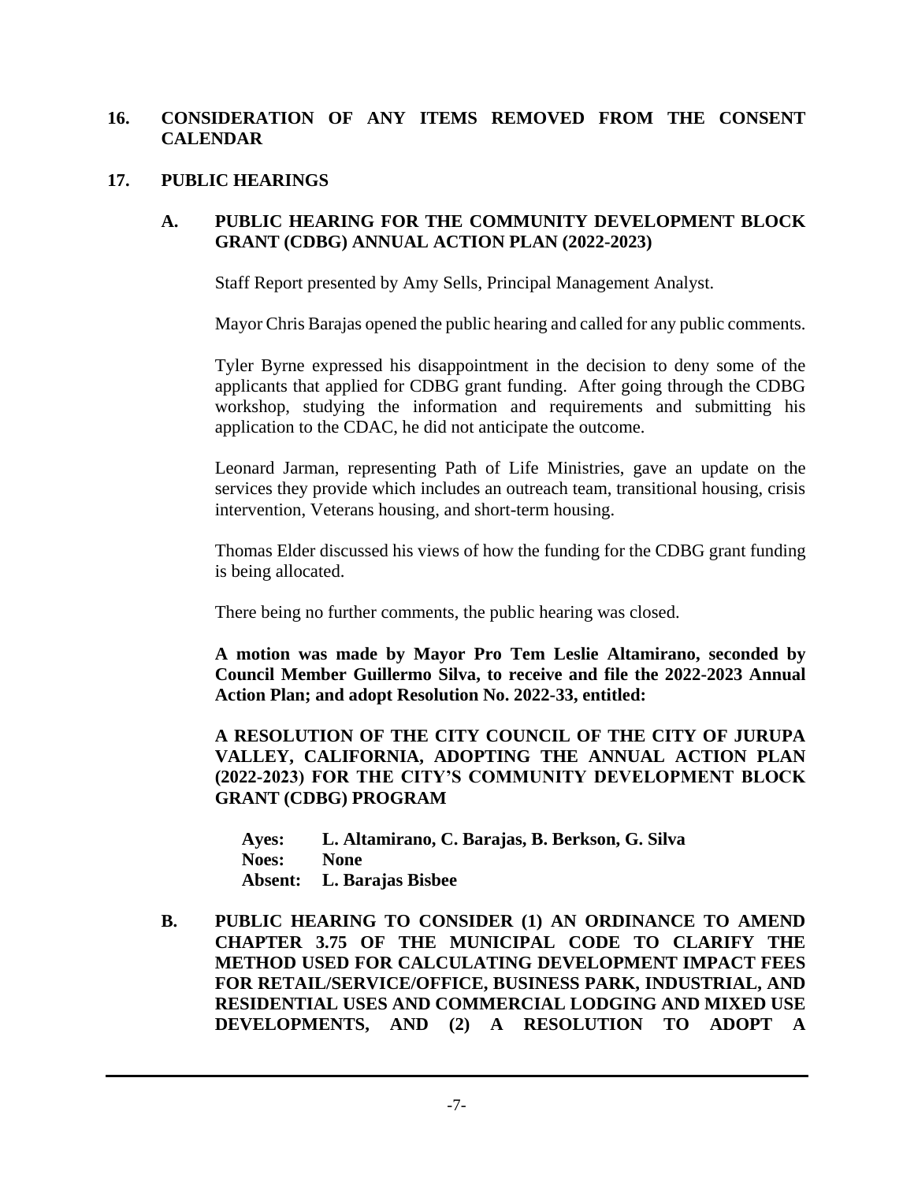## 16. CONSIDERATION OF ANY ITEMS REMOVED FROM THE CONSENT CALENDAR

## 17. PUBLIC HEARINGS

### A. PUBLIC HEARING FOR THE COMMUNITY DEVELOPMENT BLOCK GRANT (CDBG) ANNUAL ACTION PLAN (2022-2023)

Staff Report presented by Amy Sells, Principal Management Analyst.

Mayor Chris Barajas opened the public hearing and called for any public comments.

Tyler Byrne expressed his disappointment in the decision to deny some of the applicants that applied for CDBG grant funding. After going through the CDBG workshop, studying the information and requirements and submitting his application to the CDAC, he did not anticipate the outcome.

Leonard Jarman, representing Path of Life Ministries, gave an update on the services they provide which includes an outreach team, transitional housing, crisis intervention, Veterans housing, and short-term housing.

Thomas Elder discussed his views of how the funding for the CDBG grant funding is being allocated.

There being no further comments, the public hearing was closed.

**A motion was made by Mayor Pro Tem Leslie Altamirano, seconded by Council Member Guillermo Silva, to receive and file the 2022-2023 Annual Action Plan; and adopt Resolution No. 2022-33, entitled:**

**A RESOLUTION OF THE CITY COUNCIL OF THE CITY OF JURUPA VALLEY, CALIFORNIA, ADOPTING THE ANNUAL ACTION PLAN (2022-2023) FOR THE CITY'S COMMUNITY DEVELOPMENT BLOCK GRANT (CDBG) PROGRAM**

**Ayes: L. Altamirano, C. Barajas, B. Berkson, G. Silva**
**Noes: None**
**Absent: L. Barajas Bisbee**

### B. PUBLIC HEARING TO CONSIDER (1) AN ORDINANCE TO AMEND CHAPTER 3.75 OF THE MUNICIPAL CODE TO CLARIFY THE METHOD USED FOR CALCULATING DEVELOPMENT IMPACT FEES FOR RETAIL/SERVICE/OFFICE, BUSINESS PARK, INDUSTRIAL, AND RESIDENTIAL USES AND COMMERCIAL LODGING AND MIXED USE DEVELOPMENTS, AND (2) A RESOLUTION TO ADOPT A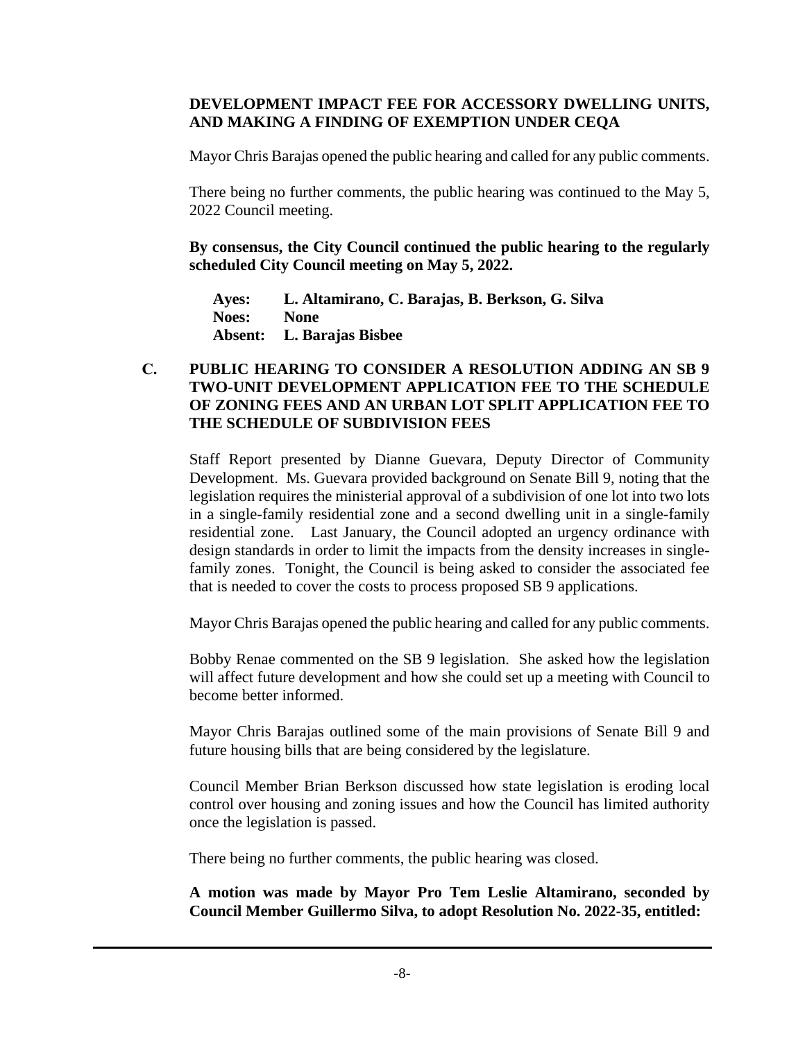**DEVELOPMENT IMPACT FEE FOR ACCESSORY DWELLING UNITS, AND MAKING A FINDING OF EXEMPTION UNDER CEQA**

Mayor Chris Barajas opened the public hearing and called for any public comments.

There being no further comments, the public hearing was continued to the May 5, 2022 Council meeting.

**By consensus, the City Council continued the public hearing to the regularly scheduled City Council meeting on May 5, 2022.**

**Ayes: L. Altamirano, C. Barajas, B. Berkson, G. Silva**
**Noes: None**
**Absent: L. Barajas Bisbee**

**C. PUBLIC HEARING TO CONSIDER A RESOLUTION ADDING AN SB 9 TWO-UNIT DEVELOPMENT APPLICATION FEE TO THE SCHEDULE OF ZONING FEES AND AN URBAN LOT SPLIT APPLICATION FEE TO THE SCHEDULE OF SUBDIVISION FEES**

Staff Report presented by Dianne Guevara, Deputy Director of Community Development. Ms. Guevara provided background on Senate Bill 9, noting that the legislation requires the ministerial approval of a subdivision of one lot into two lots in a single-family residential zone and a second dwelling unit in a single-family residential zone. Last January, the Council adopted an urgency ordinance with design standards in order to limit the impacts from the density increases in single-family zones. Tonight, the Council is being asked to consider the associated fee that is needed to cover the costs to process proposed SB 9 applications.

Mayor Chris Barajas opened the public hearing and called for any public comments.

Bobby Renae commented on the SB 9 legislation. She asked how the legislation will affect future development and how she could set up a meeting with Council to become better informed.

Mayor Chris Barajas outlined some of the main provisions of Senate Bill 9 and future housing bills that are being considered by the legislature.

Council Member Brian Berkson discussed how state legislation is eroding local control over housing and zoning issues and how the Council has limited authority once the legislation is passed.

There being no further comments, the public hearing was closed.

**A motion was made by Mayor Pro Tem Leslie Altamirano, seconded by Council Member Guillermo Silva, to adopt Resolution No. 2022-35, entitled:**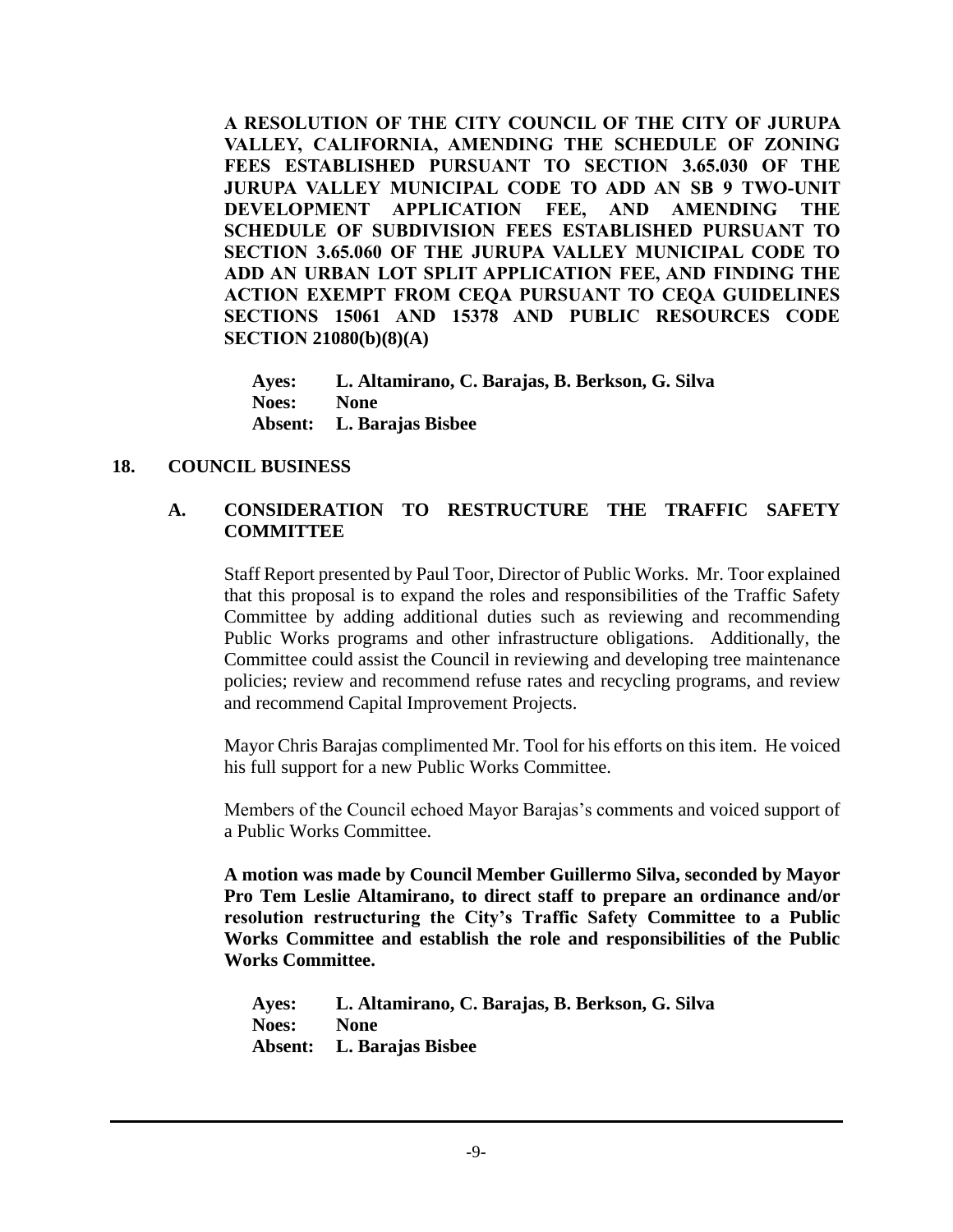**A RESOLUTION OF THE CITY COUNCIL OF THE CITY OF JURUPA VALLEY, CALIFORNIA, AMENDING THE SCHEDULE OF ZONING FEES ESTABLISHED PURSUANT TO SECTION 3.65.030 OF THE JURUPA VALLEY MUNICIPAL CODE TO ADD AN SB 9 TWO-UNIT DEVELOPMENT APPLICATION FEE, AND AMENDING THE SCHEDULE OF SUBDIVISION FEES ESTABLISHED PURSUANT TO SECTION 3.65.060 OF THE JURUPA VALLEY MUNICIPAL CODE TO ADD AN URBAN LOT SPLIT APPLICATION FEE, AND FINDING THE ACTION EXEMPT FROM CEQA PURSUANT TO CEQA GUIDELINES SECTIONS 15061 AND 15378 AND PUBLIC RESOURCES CODE SECTION 21080(b)(8)(A)**

**Ayes:** **L. Altamirano, C. Barajas, B. Berkson, G. Silva**
**Noes:** **None**
**Absent:** **L. Barajas Bisbee**

## 18. COUNCIL BUSINESS

### A. CONSIDERATION TO RESTRUCTURE THE TRAFFIC SAFETY COMMITTEE

Staff Report presented by Paul Toor, Director of Public Works. Mr. Toor explained that this proposal is to expand the roles and responsibilities of the Traffic Safety Committee by adding additional duties such as reviewing and recommending Public Works programs and other infrastructure obligations. Additionally, the Committee could assist the Council in reviewing and developing tree maintenance policies; review and recommend refuse rates and recycling programs, and review and recommend Capital Improvement Projects.

Mayor Chris Barajas complimented Mr. Tool for his efforts on this item. He voiced his full support for a new Public Works Committee.

Members of the Council echoed Mayor Barajas's comments and voiced support of a Public Works Committee.

**A motion was made by Council Member Guillermo Silva, seconded by Mayor Pro Tem Leslie Altamirano, to direct staff to prepare an ordinance and/or resolution restructuring the City's Traffic Safety Committee to a Public Works Committee and establish the role and responsibilities of the Public Works Committee.**

**Ayes:** **L. Altamirano, C. Barajas, B. Berkson, G. Silva**
**Noes:** **None**
**Absent:** **L. Barajas Bisbee**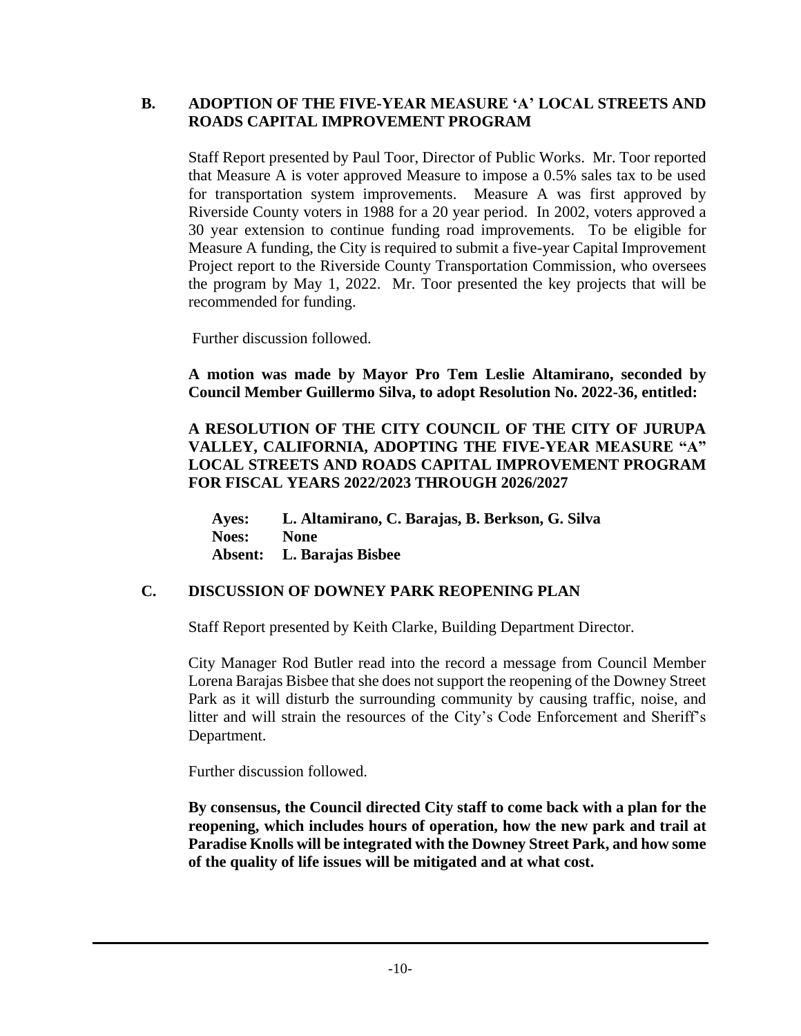### B. ADOPTION OF THE FIVE-YEAR MEASURE 'A' LOCAL STREETS AND ROADS CAPITAL IMPROVEMENT PROGRAM

Staff Report presented by Paul Toor, Director of Public Works. Mr. Toor reported that Measure A is voter approved Measure to impose a 0.5% sales tax to be used for transportation system improvements. Measure A was first approved by Riverside County voters in 1988 for a 20 year period. In 2002, voters approved a 30 year extension to continue funding road improvements. To be eligible for Measure A funding, the City is required to submit a five-year Capital Improvement Project report to the Riverside County Transportation Commission, who oversees the program by May 1, 2022. Mr. Toor presented the key projects that will be recommended for funding.

Further discussion followed.

**A motion was made by Mayor Pro Tem Leslie Altamirano, seconded by Council Member Guillermo Silva, to adopt Resolution No. 2022-36, entitled:**

**A RESOLUTION OF THE CITY COUNCIL OF THE CITY OF JURUPA VALLEY, CALIFORNIA, ADOPTING THE FIVE-YEAR MEASURE "A" LOCAL STREETS AND ROADS CAPITAL IMPROVEMENT PROGRAM FOR FISCAL YEARS 2022/2023 THROUGH 2026/2027**

**Ayes:** **L. Altamirano, C. Barajas, B. Berkson, G. Silva**
**Noes:** **None**
**Absent:** **L. Barajas Bisbee**

### C. DISCUSSION OF DOWNEY PARK REOPENING PLAN

Staff Report presented by Keith Clarke, Building Department Director.

City Manager Rod Butler read into the record a message from Council Member Lorena Barajas Bisbee that she does not support the reopening of the Downey Street Park as it will disturb the surrounding community by causing traffic, noise, and litter and will strain the resources of the City's Code Enforcement and Sheriff's Department.

Further discussion followed.

**By consensus, the Council directed City staff to come back with a plan for the reopening, which includes hours of operation, how the new park and trail at Paradise Knolls will be integrated with the Downey Street Park, and how some of the quality of life issues will be mitigated and at what cost.**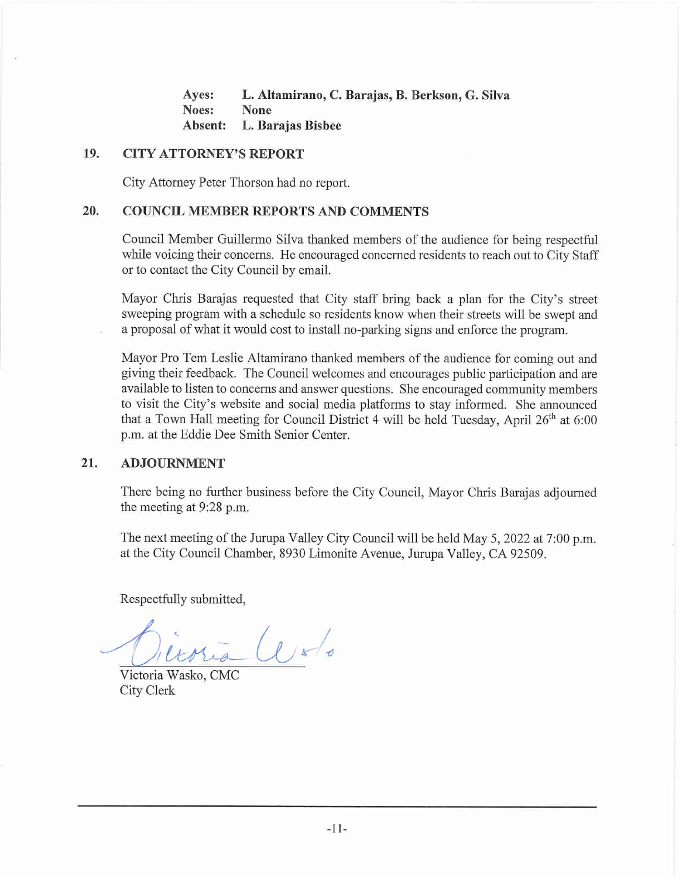**Ayes:** **L. Altamirano, C. Barajas, B. Berkson, G. Silva**
**Noes:** **None**
**Absent:** **L. Barajas Bisbee**

## 19. CITY ATTORNEY'S REPORT

City Attorney Peter Thorson had no report.

## 20. COUNCIL MEMBER REPORTS AND COMMENTS

Council Member Guillermo Silva thanked members of the audience for being respectful while voicing their concerns. He encouraged concerned residents to reach out to City Staff or to contact the City Council by email.

Mayor Chris Barajas requested that City staff bring back a plan for the City's street sweeping program with a schedule so residents know when their streets will be swept and a proposal of what it would cost to install no-parking signs and enforce the program.

Mayor Pro Tem Leslie Altamirano thanked members of the audience for coming out and giving their feedback. The Council welcomes and encourages public participation and are available to listen to concerns and answer questions. She encouraged community members to visit the City's website and social media platforms to stay informed. She announced that a Town Hall meeting for Council District 4 will be held Tuesday, April 26th at 6:00 p.m. at the Eddie Dee Smith Senior Center.

## 21. ADJOURNMENT

There being no further business before the City Council, Mayor Chris Barajas adjourned the meeting at 9:28 p.m.

The next meeting of the Jurupa Valley City Council will be held May 5, 2022 at 7:00 p.m. at the City Council Chamber, 8930 Limonite Avenue, Jurupa Valley, CA 92509.

Respectfully submitted,

Victoria Wasko, CMC
City Clerk